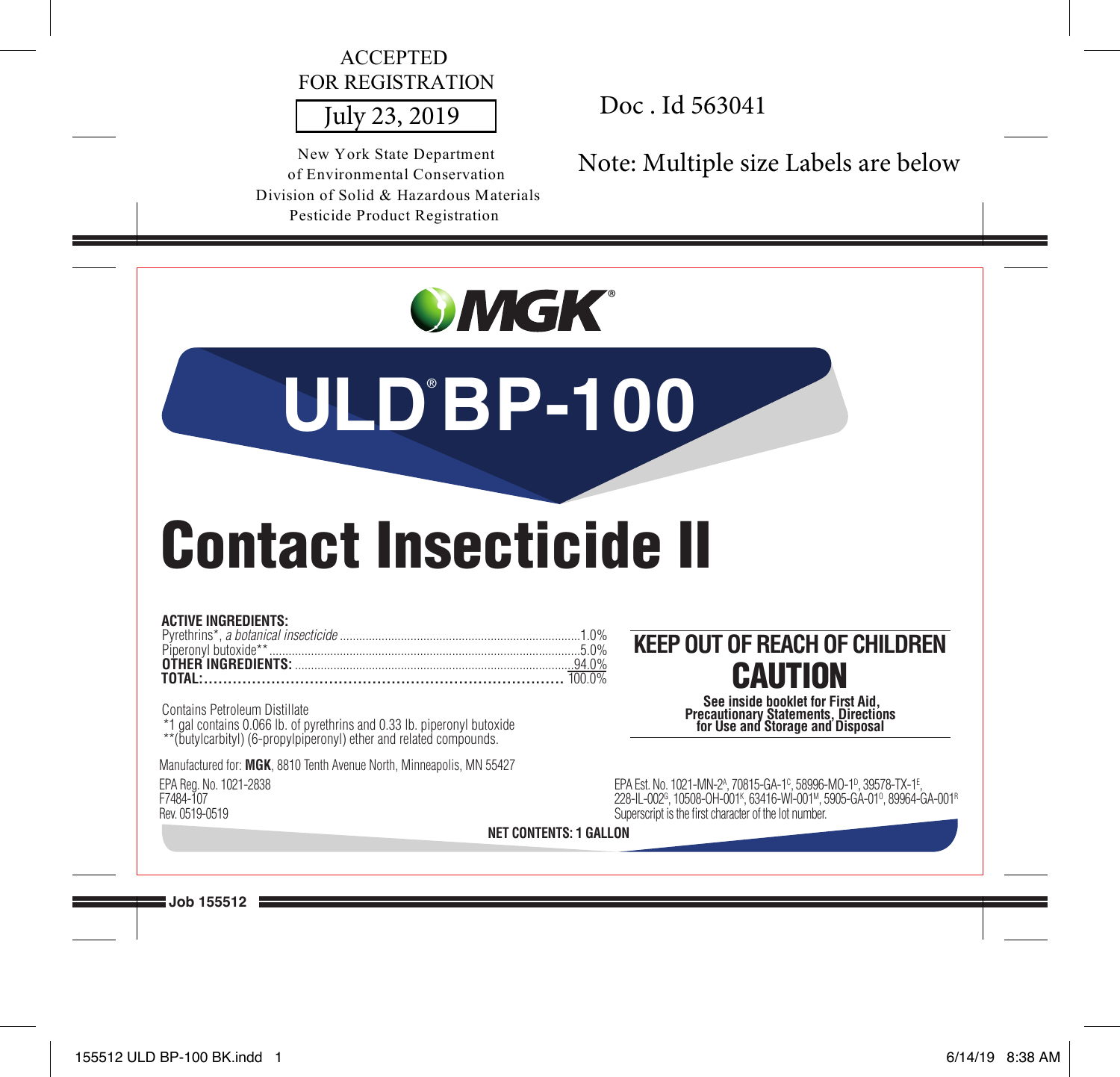ACCEPTED
FOR REGISTRATION

July 23, 2019

New York State Department
of Environmental Conservation
Division of Solid & Hazardous Materials
Pesticide Product Registration

Doc . Id 563041

Note: Multiple size Labels are below

MGK®

# ULD® BP-100

# Contact Insecticide II

**ACTIVE INGREDIENTS:**

| | |
|---|---|
| Pyrethrins*, *a botanical insecticide* | 1.0% |
| Piperonyl butoxide** | 5.0% |
| **OTHER INGREDIENTS:** | 94.0% |
| **TOTAL:** | 100.0% |

Contains Petroleum Distillate
*1 gal contains 0.066 lb. of pyrethrins and 0.33 lb. piperonyl butoxide
**(butylcarbityl) (6-propylpiperonyl) ether and related compounds.

## KEEP OUT OF REACH OF CHILDREN
## CAUTION

**See inside booklet for First Aid, Precautionary Statements, Directions for Use and Storage and Disposal**

Manufactured for: **MGK**, 8810 Tenth Avenue North, Minneapolis, MN 55427

EPA Reg. No. 1021-2838
F7484-107
Rev. 0519-0519

EPA Est. No. 1021-MN-2[A], 70815-GA-1[C], 58996-MO-1[D], 39578-TX-1[E], 228-IL-002[G], 10508-OH-001[K], 63416-WI-001[M], 5905-GA-01[O], 89964-GA-001[R]
Superscript is the first character of the lot number.

**NET CONTENTS: 1 GALLON**

Job 155512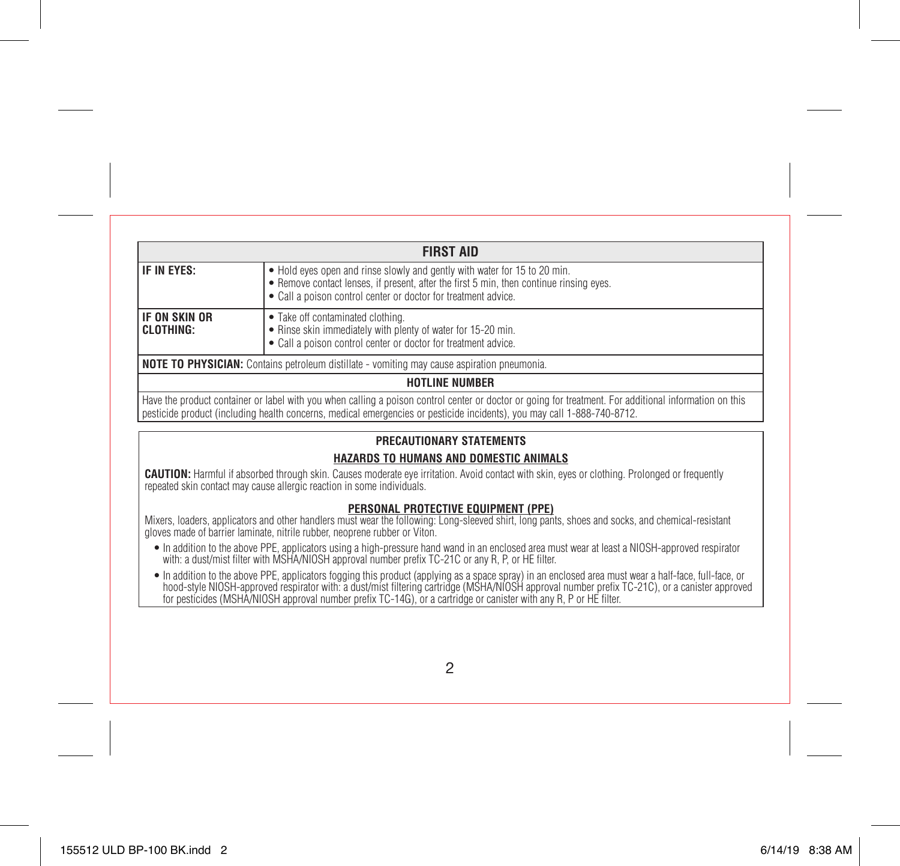## FIRST AID

| | |
|---|---|
| **IF IN EYES:** | • Hold eyes open and rinse slowly and gently with water for 15 to 20 min.<br>• Remove contact lenses, if present, after the first 5 min, then continue rinsing eyes.<br>• Call a poison control center or doctor for treatment advice. |
| **IF ON SKIN OR CLOTHING:** | • Take off contaminated clothing.<br>• Rinse skin immediately with plenty of water for 15-20 min.<br>• Call a poison control center or doctor for treatment advice. |

**NOTE TO PHYSICIAN:** Contains petroleum distillate - vomiting may cause aspiration pneumonia.

### HOTLINE NUMBER

Have the product container or label with you when calling a poison control center or doctor or going for treatment. For additional information on this pesticide product (including health concerns, medical emergencies or pesticide incidents), you may call 1-888-740-8712.

## PRECAUTIONARY STATEMENTS

### HAZARDS TO HUMANS AND DOMESTIC ANIMALS

**CAUTION:** Harmful if absorbed through skin. Causes moderate eye irritation. Avoid contact with skin, eyes or clothing. Prolonged or frequently repeated skin contact may cause allergic reaction in some individuals.

### PERSONAL PROTECTIVE EQUIPMENT (PPE)

Mixers, loaders, applicators and other handlers must wear the following: Long-sleeved shirt, long pants, shoes and socks, and chemical-resistant gloves made of barrier laminate, nitrile rubber, neoprene rubber or Viton.

- In addition to the above PPE, applicators using a high-pressure hand wand in an enclosed area must wear at least a NIOSH-approved respirator with: a dust/mist filter with MSHA/NIOSH approval number prefix TC-21C or any R, P, or HE filter.
- In addition to the above PPE, applicators fogging this product (applying as a space spray) in an enclosed area must wear a half-face, full-face, or hood-style NIOSH-approved respirator with: a dust/mist filtering cartridge (MSHA/NIOSH approval number prefix TC-21C), or a canister approved for pesticides (MSHA/NIOSH approval number prefix TC-14G), or a cartridge or canister with any R, P or HE filter.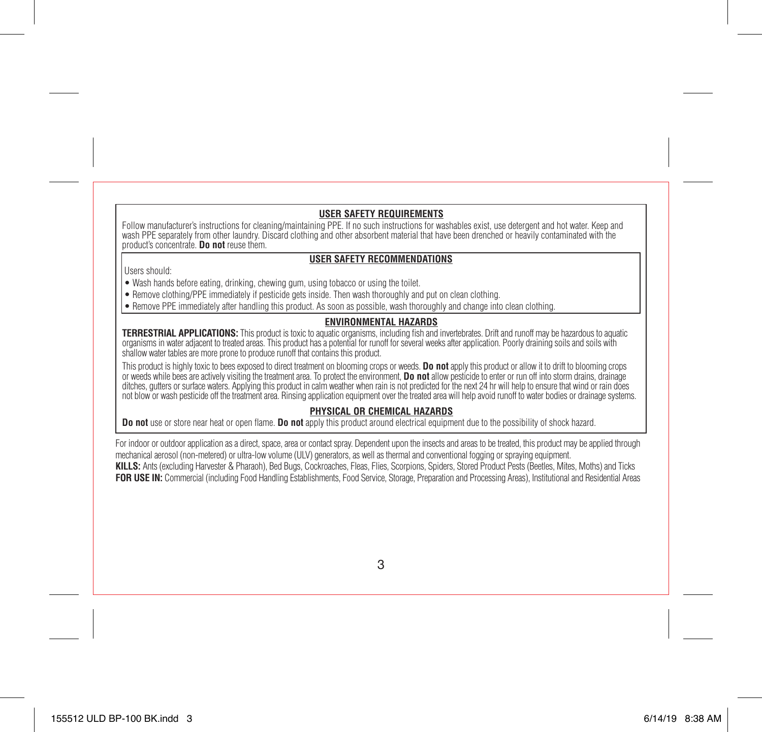## USER SAFETY REQUIREMENTS

Follow manufacturer's instructions for cleaning/maintaining PPE. If no such instructions for washables exist, use detergent and hot water. Keep and wash PPE separately from other laundry. Discard clothing and other absorbent material that have been drenched or heavily contaminated with the product's concentrate. **Do not** reuse them.

## USER SAFETY RECOMMENDATIONS

Users should:

- Wash hands before eating, drinking, chewing gum, using tobacco or using the toilet.
- Remove clothing/PPE immediately if pesticide gets inside. Then wash thoroughly and put on clean clothing.
- Remove PPE immediately after handling this product. As soon as possible, wash thoroughly and change into clean clothing.

## ENVIRONMENTAL HAZARDS

**TERRESTRIAL APPLICATIONS:** This product is toxic to aquatic organisms, including fish and invertebrates. Drift and runoff may be hazardous to aquatic organisms in water adjacent to treated areas. This product has a potential for runoff for several weeks after application. Poorly draining soils and soils with shallow water tables are more prone to produce runoff that contains this product.

This product is highly toxic to bees exposed to direct treatment on blooming crops or weeds. **Do not** apply this product or allow it to drift to blooming crops or weeds while bees are actively visiting the treatment area. To protect the environment, **Do not** allow pesticide to enter or run off into storm drains, drainage ditches, gutters or surface waters. Applying this product in calm weather when rain is not predicted for the next 24 hr will help to ensure that wind or rain does not blow or wash pesticide off the treatment area. Rinsing application equipment over the treated area will help avoid runoff to water bodies or drainage systems.

## PHYSICAL OR CHEMICAL HAZARDS

**Do not** use or store near heat or open flame. **Do not** apply this product around electrical equipment due to the possibility of shock hazard.

For indoor or outdoor application as a direct, space, area or contact spray. Dependent upon the insects and areas to be treated, this product may be applied through mechanical aerosol (non-metered) or ultra-low volume (ULV) generators, as well as thermal and conventional fogging or spraying equipment.

**KILLS:** Ants (excluding Harvester & Pharaoh), Bed Bugs, Cockroaches, Fleas, Flies, Scorpions, Spiders, Stored Product Pests (Beetles, Mites, Moths) and Ticks

**FOR USE IN:** Commercial (including Food Handling Establishments, Food Service, Storage, Preparation and Processing Areas), Institutional and Residential Areas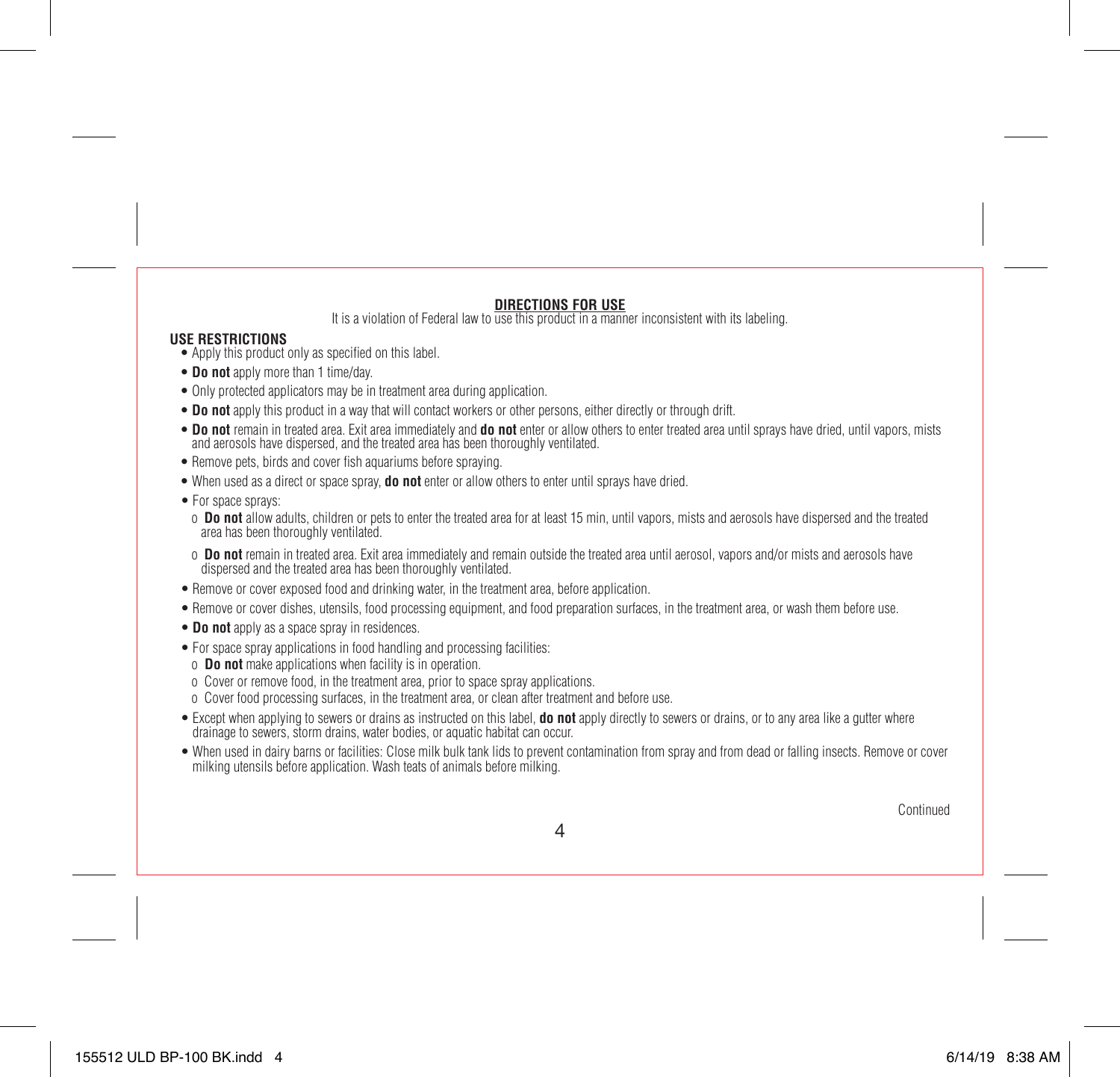## DIRECTIONS FOR USE

It is a violation of Federal law to use this product in a manner inconsistent with its labeling.

### USE RESTRICTIONS

- Apply this product only as specified on this label.
- **Do not** apply more than 1 time/day.
- Only protected applicators may be in treatment area during application.
- **Do not** apply this product in a way that will contact workers or other persons, either directly or through drift.
- **Do not** remain in treated area. Exit area immediately and **do not** enter or allow others to enter treated area until sprays have dried, until vapors, mists and aerosols have dispersed, and the treated area has been thoroughly ventilated.
- Remove pets, birds and cover fish aquariums before spraying.
- When used as a direct or space spray, **do not** enter or allow others to enter until sprays have dried.
- For space sprays:
  - **Do not** allow adults, children or pets to enter the treated area for at least 15 min, until vapors, mists and aerosols have dispersed and the treated area has been thoroughly ventilated.
  - **Do not** remain in treated area. Exit area immediately and remain outside the treated area until aerosol, vapors and/or mists and aerosols have dispersed and the treated area has been thoroughly ventilated.
- Remove or cover exposed food and drinking water, in the treatment area, before application.
- Remove or cover dishes, utensils, food processing equipment, and food preparation surfaces, in the treatment area, or wash them before use.
- **Do not** apply as a space spray in residences.
- For space spray applications in food handling and processing facilities:
  - **Do not** make applications when facility is in operation.
  - Cover or remove food, in the treatment area, prior to space spray applications.
  - Cover food processing surfaces, in the treatment area, or clean after treatment and before use.
- Except when applying to sewers or drains as instructed on this label, **do not** apply directly to sewers or drains, or to any area like a gutter where drainage to sewers, storm drains, water bodies, or aquatic habitat can occur.
- When used in dairy barns or facilities: Close milk bulk tank lids to prevent contamination from spray and from dead or falling insects. Remove or cover milking utensils before application. Wash teats of animals before milking.

Continued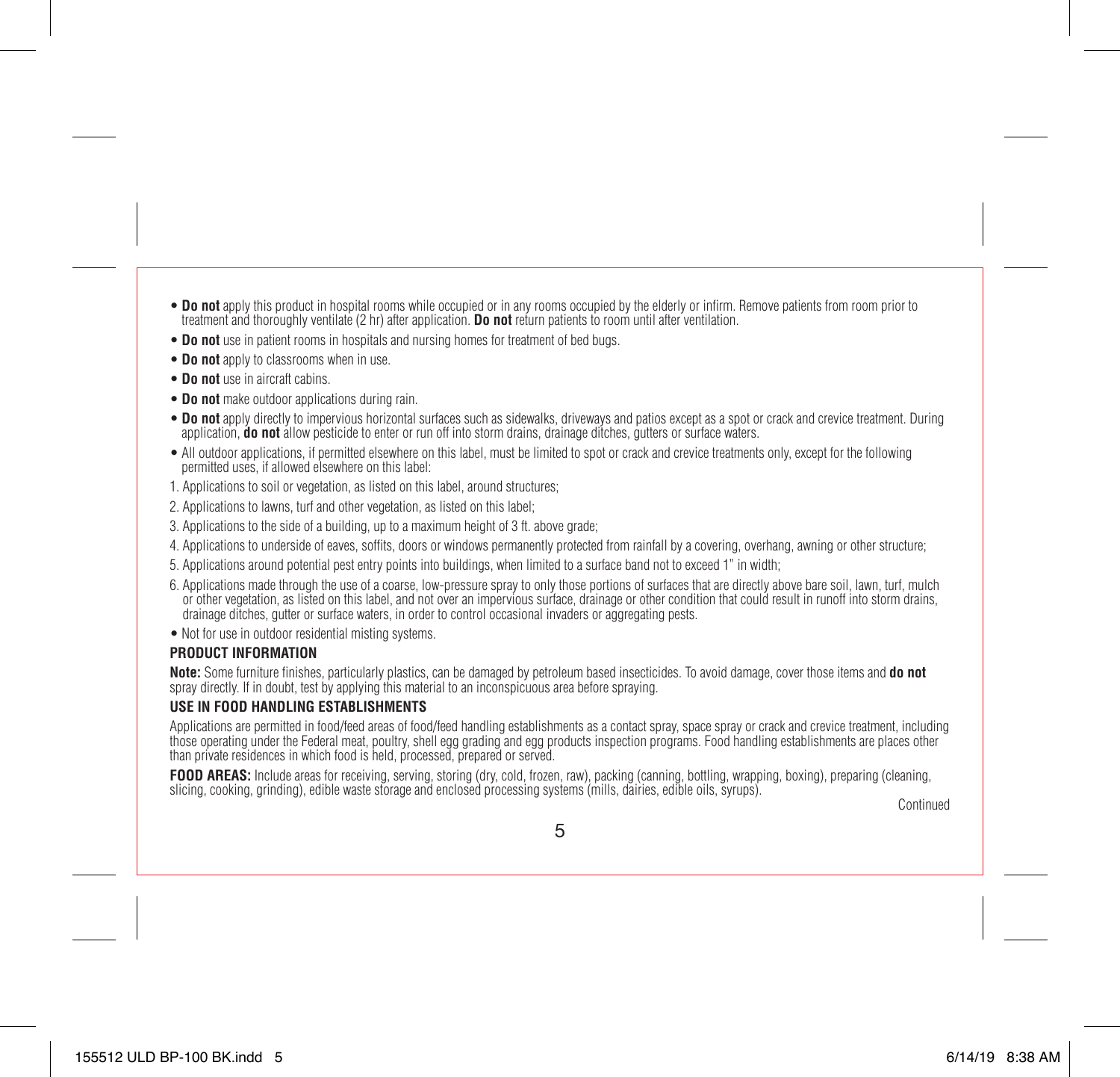- **Do not** apply this product in hospital rooms while occupied or in any rooms occupied by the elderly or infirm. Remove patients from room prior to treatment and thoroughly ventilate (2 hr) after application. **Do not** return patients to room until after ventilation.
- **Do not** use in patient rooms in hospitals and nursing homes for treatment of bed bugs.
- **Do not** apply to classrooms when in use.
- **Do not** use in aircraft cabins.
- **Do not** make outdoor applications during rain.
- **Do not** apply directly to impervious horizontal surfaces such as sidewalks, driveways and patios except as a spot or crack and crevice treatment. During application, **do not** allow pesticide to enter or run off into storm drains, drainage ditches, gutters or surface waters.
- All outdoor applications, if permitted elsewhere on this label, must be limited to spot or crack and crevice treatments only, except for the following permitted uses, if allowed elsewhere on this label:

1. Applications to soil or vegetation, as listed on this label, around structures;
2. Applications to lawns, turf and other vegetation, as listed on this label;
3. Applications to the side of a building, up to a maximum height of 3 ft. above grade;
4. Applications to underside of eaves, soffits, doors or windows permanently protected from rainfall by a covering, overhang, awning or other structure;
5. Applications around potential pest entry points into buildings, when limited to a surface band not to exceed 1" in width;
6. Applications made through the use of a coarse, low-pressure spray to only those portions of surfaces that are directly above bare soil, lawn, turf, mulch or other vegetation, as listed on this label, and not over an impervious surface, drainage or other condition that could result in runoff into storm drains, drainage ditches, gutter or surface waters, in order to control occasional invaders or aggregating pests.

- Not for use in outdoor residential misting systems.

### PRODUCT INFORMATION

**Note:** Some furniture finishes, particularly plastics, can be damaged by petroleum based insecticides. To avoid damage, cover those items and **do not** spray directly. If in doubt, test by applying this material to an inconspicuous area before spraying.

### USE IN FOOD HANDLING ESTABLISHMENTS

Applications are permitted in food/feed areas of food/feed handling establishments as a contact spray, space spray or crack and crevice treatment, including those operating under the Federal meat, poultry, shell egg grading and egg products inspection programs. Food handling establishments are places other than private residences in which food is held, processed, prepared or served.

**FOOD AREAS:** Include areas for receiving, serving, storing (dry, cold, frozen, raw), packing (canning, bottling, wrapping, boxing), preparing (cleaning, slicing, cooking, grinding), edible waste storage and enclosed processing systems (mills, dairies, edible oils, syrups).

Continued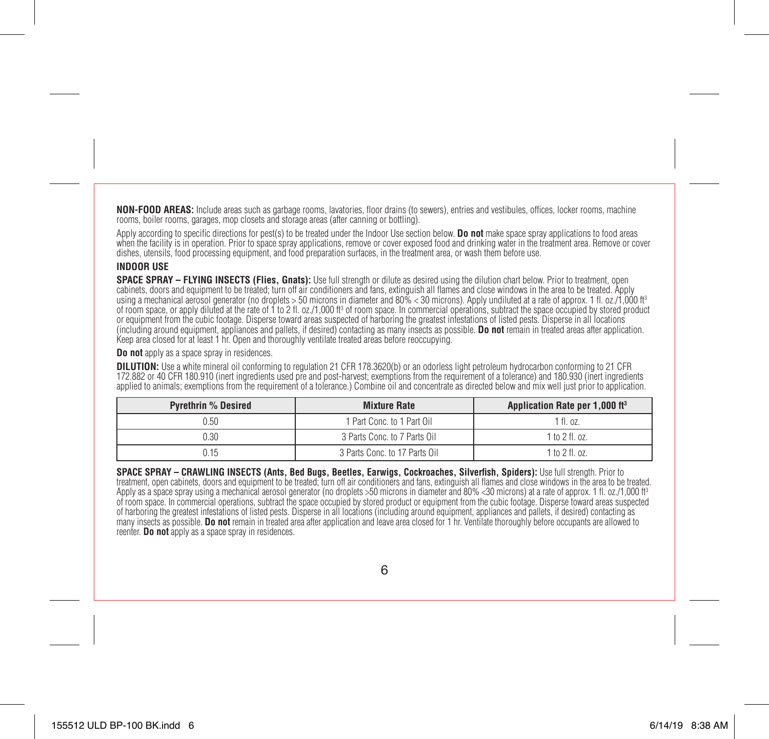**NON-FOOD AREAS:** Include areas such as garbage rooms, lavatories, floor drains (to sewers), entries and vestibules, offices, locker rooms, machine rooms, boiler rooms, garages, mop closets and storage areas (after canning or bottling).

Apply according to specific directions for pest(s) to be treated under the Indoor Use section below. **Do not** make space spray applications to food areas when the facility is in operation. Prior to space spray applications, remove or cover exposed food and drinking water in the treatment area. Remove or cover dishes, utensils, food processing equipment, and food preparation surfaces, in the treatment area, or wash them before use.

### INDOOR USE

**SPACE SPRAY – FLYING INSECTS (Flies, Gnats):** Use full strength or dilute as desired using the dilution chart below. Prior to treatment, open cabinets, doors and equipment to be treated; turn off air conditioners and fans, extinguish all flames and close windows in the area to be treated. Apply using a mechanical aerosol generator (no droplets > 50 microns in diameter and 80% < 30 microns). Apply undiluted at a rate of approx. 1 fl. oz./1,000 $ft^3$ of room space, or apply diluted at the rate of 1 to 2 fl. oz./1,000 $ft^3$ of room space. In commercial operations, subtract the space occupied by stored product or equipment from the cubic footage. Disperse toward areas suspected of harboring the greatest infestations of listed pests. Disperse in all locations (including around equipment, appliances and pallets, if desired) contacting as many insects as possible. **Do not** remain in treated areas after application. Keep area closed for at least 1 hr. Open and thoroughly ventilate treated areas before reoccupying.

**Do not** apply as a space spray in residences.

**DILUTION:** Use a white mineral oil conforming to regulation 21 CFR 178.3620(b) or an odorless light petroleum hydrocarbon conforming to 21 CFR 172.882 or 40 CFR 180.910 (inert ingredients used pre and post-harvest; exemptions from the requirement of a tolerance) and 180.930 (inert ingredients applied to animals; exemptions from the requirement of a tolerance.) Combine oil and concentrate as directed below and mix well just prior to application.

| Pyrethrin % Desired | Mixture Rate | Application Rate per 1,000 $ft^3$ |
|---|---|---|
| 0.50 | 1 Part Conc. to 1 Part Oil | 1 fl. oz. |
| 0.30 | 3 Parts Conc. to 7 Parts Oil | 1 to 2 fl. oz. |
| 0.15 | 3 Parts Conc. to 17 Parts Oil | 1 to 2 fl. oz. |

**SPACE SPRAY – CRAWLING INSECTS (Ants, Bed Bugs, Beetles, Earwigs, Cockroaches, Silverfish, Spiders):** Use full strength. Prior to treatment, open cabinets, doors and equipment to be treated; turn off air conditioners and fans, extinguish all flames and close windows in the area to be treated. Apply as a space spray using a mechanical aerosol generator (no droplets >50 microns in diameter and 80% <30 microns) at a rate of approx. 1 fl. oz./1,000 $ft^3$ of room space. In commercial operations, subtract the space occupied by stored product or equipment from the cubic footage. Disperse toward areas suspected of harboring the greatest infestations of listed pests. Disperse in all locations (including around equipment, appliances and pallets, if desired) contacting as many insects as possible. **Do not** remain in treated area after application and leave area closed for 1 hr. Ventilate thoroughly before occupants are allowed to reenter. **Do not** apply as a space spray in residences.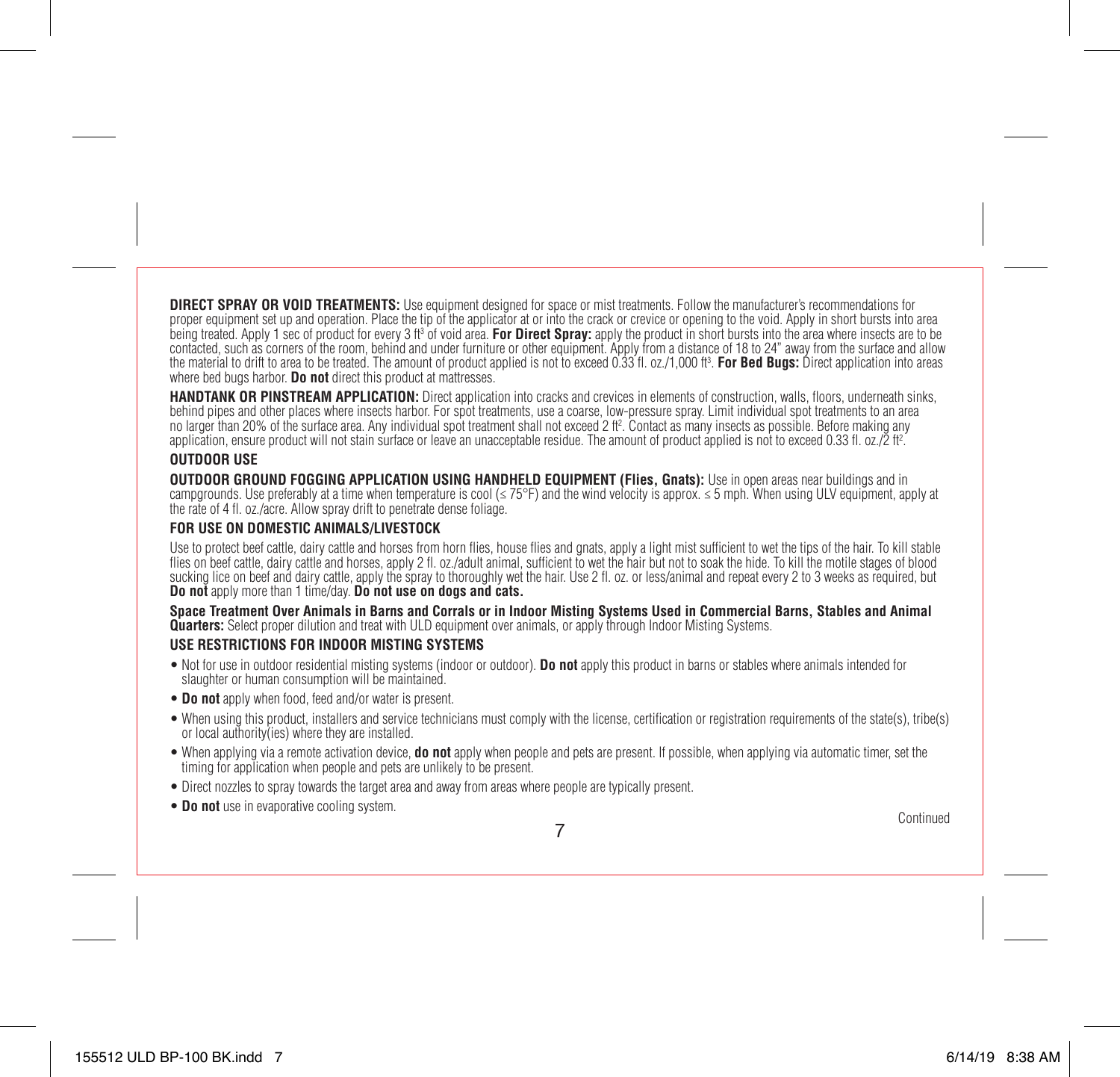**DIRECT SPRAY OR VOID TREATMENTS:** Use equipment designed for space or mist treatments. Follow the manufacturer's recommendations for proper equipment set up and operation. Place the tip of the applicator at or into the crack or crevice or opening to the void. Apply in short bursts into area being treated. Apply 1 sec of product for every 3 $ft^3$ of void area. **For Direct Spray:** apply the product in short bursts into the area where insects are to be contacted, such as corners of the room, behind and under furniture or other equipment. Apply from a distance of 18 to 24" away from the surface and allow the material to drift to area to be treated. The amount of product applied is not to exceed 0.33 fl. oz./1,000 $ft^3$. **For Bed Bugs:** Direct application into areas where bed bugs harbor. **Do not** direct this product at mattresses.

**HANDTANK OR PINSTREAM APPLICATION:** Direct application into cracks and crevices in elements of construction, walls, floors, underneath sinks, behind pipes and other places where insects harbor. For spot treatments, use a coarse, low-pressure spray. Limit individual spot treatments to an area no larger than 20% of the surface area. Any individual spot treatment shall not exceed 2 $ft^2$. Contact as many insects as possible. Before making any application, ensure product will not stain surface or leave an unacceptable residue. The amount of product applied is not to exceed 0.33 fl. oz./2 $ft^2$.

**OUTDOOR USE**

**OUTDOOR GROUND FOGGING APPLICATION USING HANDHELD EQUIPMENT (Flies, Gnats):** Use in open areas near buildings and in campgrounds. Use preferably at a time when temperature is cool (≤ 75°F) and the wind velocity is approx. ≤ 5 mph. When using ULV equipment, apply at the rate of 4 fl. oz./acre. Allow spray drift to penetrate dense foliage.

**FOR USE ON DOMESTIC ANIMALS/LIVESTOCK**

Use to protect beef cattle, dairy cattle and horses from horn flies, house flies and gnats, apply a light mist sufficient to wet the tips of the hair. To kill stable flies on beef cattle, dairy cattle and horses, apply 2 fl. oz./adult animal, sufficient to wet the hair but not to soak the hide. To kill the motile stages of blood sucking lice on beef and dairy cattle, apply the spray to thoroughly wet the hair. Use 2 fl. oz. or less/animal and repeat every 2 to 3 weeks as required, but **Do not** apply more than 1 time/day. **Do not use on dogs and cats.**

**Space Treatment Over Animals in Barns and Corrals or in Indoor Misting Systems Used in Commercial Barns, Stables and Animal Quarters:** Select proper dilution and treat with ULD equipment over animals, or apply through Indoor Misting Systems.

**USE RESTRICTIONS FOR INDOOR MISTING SYSTEMS**

- Not for use in outdoor residential misting systems (indoor or outdoor). **Do not** apply this product in barns or stables where animals intended for slaughter or human consumption will be maintained.
- **Do not** apply when food, feed and/or water is present.
- When using this product, installers and service technicians must comply with the license, certification or registration requirements of the state(s), tribe(s) or local authority(ies) where they are installed.
- When applying via a remote activation device, **do not** apply when people and pets are present. If possible, when applying via automatic timer, set the timing for application when people and pets are unlikely to be present.
- Direct nozzles to spray towards the target area and away from areas where people are typically present.
- **Do not** use in evaporative cooling system.

Continued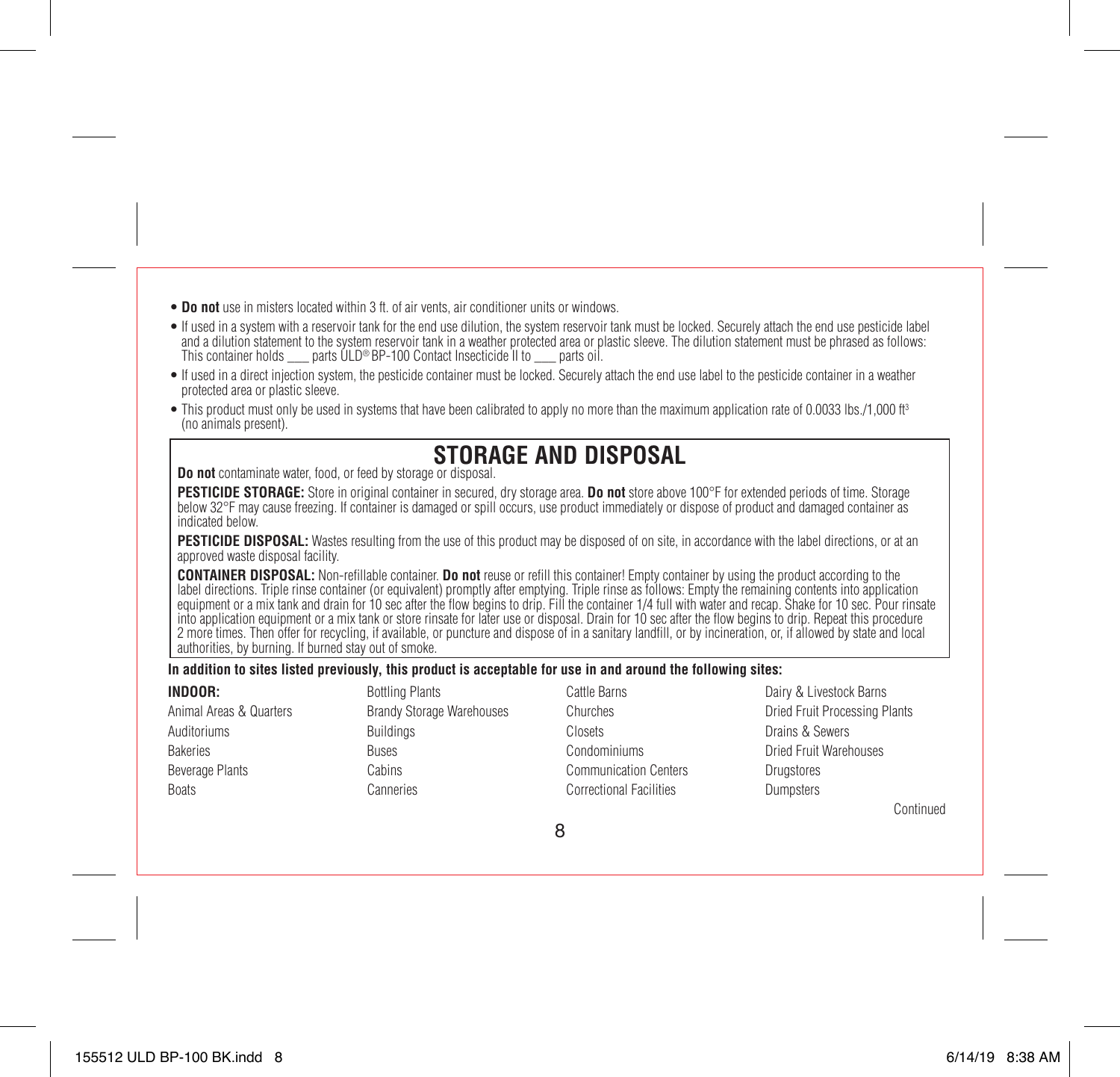- **Do not** use in misters located within 3 ft. of air vents, air conditioner units or windows.
- If used in a system with a reservoir tank for the end use dilution, the system reservoir tank must be locked. Securely attach the end use pesticide label and a dilution statement to the system reservoir tank in a weather protected area or plastic sleeve. The dilution statement must be phrased as follows: This container holds ___ parts ULD® BP-100 Contact Insecticide II to ___ parts oil.
- If used in a direct injection system, the pesticide container must be locked. Securely attach the end use label to the pesticide container in a weather protected area or plastic sleeve.
- This product must only be used in systems that have been calibrated to apply no more than the maximum application rate of 0.0033 lbs./1,000 ft³ (no animals present).

## STORAGE AND DISPOSAL

**Do not** contaminate water, food, or feed by storage or disposal.

**PESTICIDE STORAGE:** Store in original container in secured, dry storage area. **Do not** store above 100°F for extended periods of time. Storage below 32°F may cause freezing. If container is damaged or spill occurs, use product immediately or dispose of product and damaged container as indicated below.

**PESTICIDE DISPOSAL:** Wastes resulting from the use of this product may be disposed of on site, in accordance with the label directions, or at an approved waste disposal facility.

**CONTAINER DISPOSAL:** Non-refillable container. **Do not** reuse or refill this container! Empty container by using the product according to the label directions. Triple rinse container (or equivalent) promptly after emptying. Triple rinse as follows: Empty the remaining contents into application equipment or a mix tank and drain for 10 sec after the flow begins to drip. Fill the container 1/4 full with water and recap. Shake for 10 sec. Pour rinsate into application equipment or a mix tank or store rinsate for later use or disposal. Drain for 10 sec after the flow begins to drip. Repeat this procedure 2 more times. Then offer for recycling, if available, or puncture and dispose of in a sanitary landfill, or by incineration, or, if allowed by state and local authorities, by burning. If burned stay out of smoke.

**In addition to sites listed previously, this product is acceptable for use in and around the following sites:**

**INDOOR:**

Animal Areas & Quarters
Auditoriums
Bakeries
Beverage Plants
Boats
Bottling Plants
Brandy Storage Warehouses
Buildings
Buses
Cabins
Canneries
Cattle Barns
Churches
Closets
Condominiums
Communication Centers
Correctional Facilities
Dairy & Livestock Barns
Dried Fruit Processing Plants
Drains & Sewers
Dried Fruit Warehouses
Drugstores
Dumpsters

Continued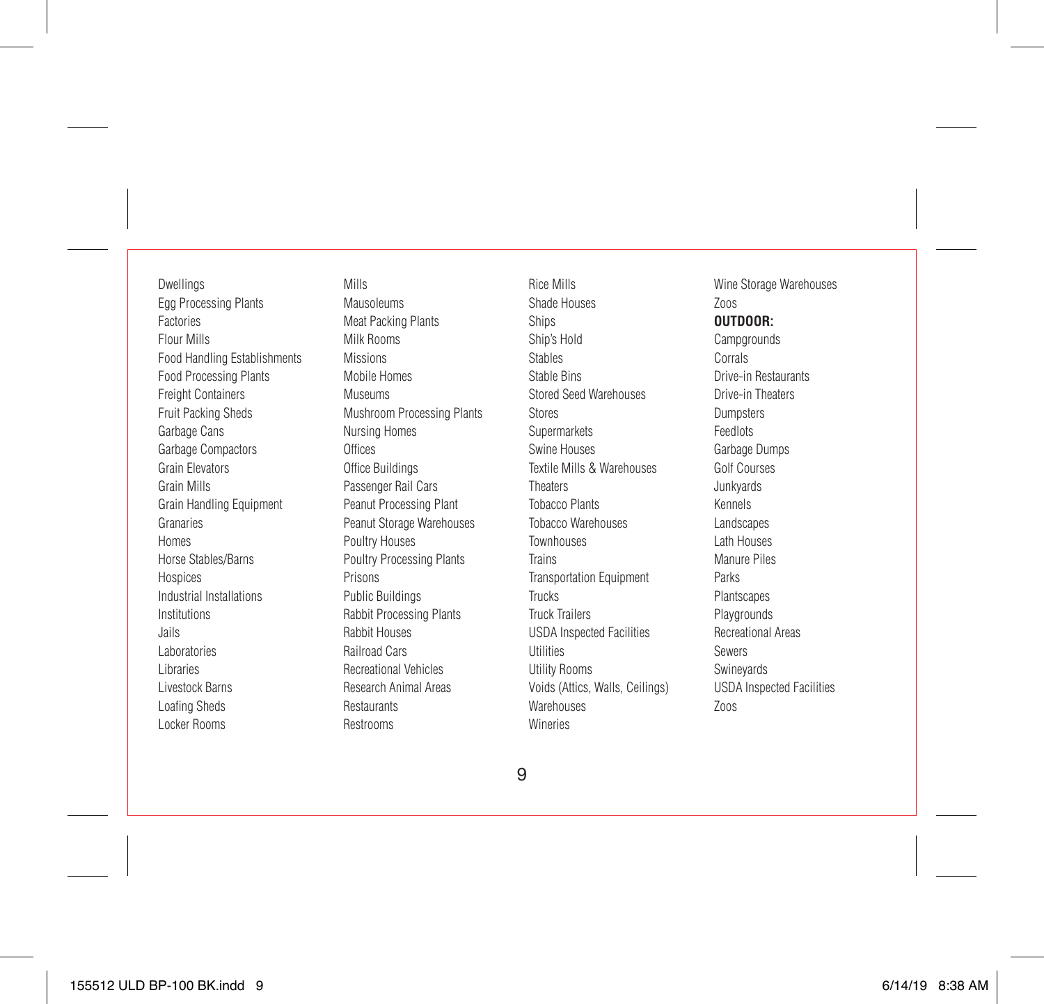Dwellings
Egg Processing Plants
Factories
Flour Mills
Food Handling Establishments
Food Processing Plants
Freight Containers
Fruit Packing Sheds
Garbage Cans
Garbage Compactors
Grain Elevators
Grain Mills
Grain Handling Equipment
Granaries
Homes
Horse Stables/Barns
Hospices
Industrial Installations
Institutions
Jails
Laboratories
Libraries
Livestock Barns
Loafing Sheds
Locker Rooms
Mills
Mausoleums
Meat Packing Plants
Milk Rooms
Missions
Mobile Homes
Museums
Mushroom Processing Plants
Nursing Homes
Offices
Office Buildings
Passenger Rail Cars
Peanut Processing Plant
Peanut Storage Warehouses
Poultry Houses
Poultry Processing Plants
Prisons
Public Buildings
Rabbit Processing Plants
Rabbit Houses
Railroad Cars
Recreational Vehicles
Research Animal Areas
Restaurants
Restrooms
Rice Mills
Shade Houses
Ships
Ship's Hold
Stables
Stable Bins
Stored Seed Warehouses
Stores
Supermarkets
Swine Houses
Textile Mills & Warehouses
Theaters
Tobacco Plants
Tobacco Warehouses
Townhouses
Trains
Transportation Equipment
Trucks
Truck Trailers
USDA Inspected Facilities
Utilities
Utility Rooms
Voids (Attics, Walls, Ceilings)
Warehouses
Wineries
Wine Storage Warehouses
Zoos

**OUTDOOR:**

Campgrounds
Corrals
Drive-in Restaurants
Drive-in Theaters
Dumpsters
Feedlots
Garbage Dumps
Golf Courses
Junkyards
Kennels
Landscapes
Lath Houses
Manure Piles
Parks
Plantscapes
Playgrounds
Recreational Areas
Sewers
Swineyards
USDA Inspected Facilities
Zoos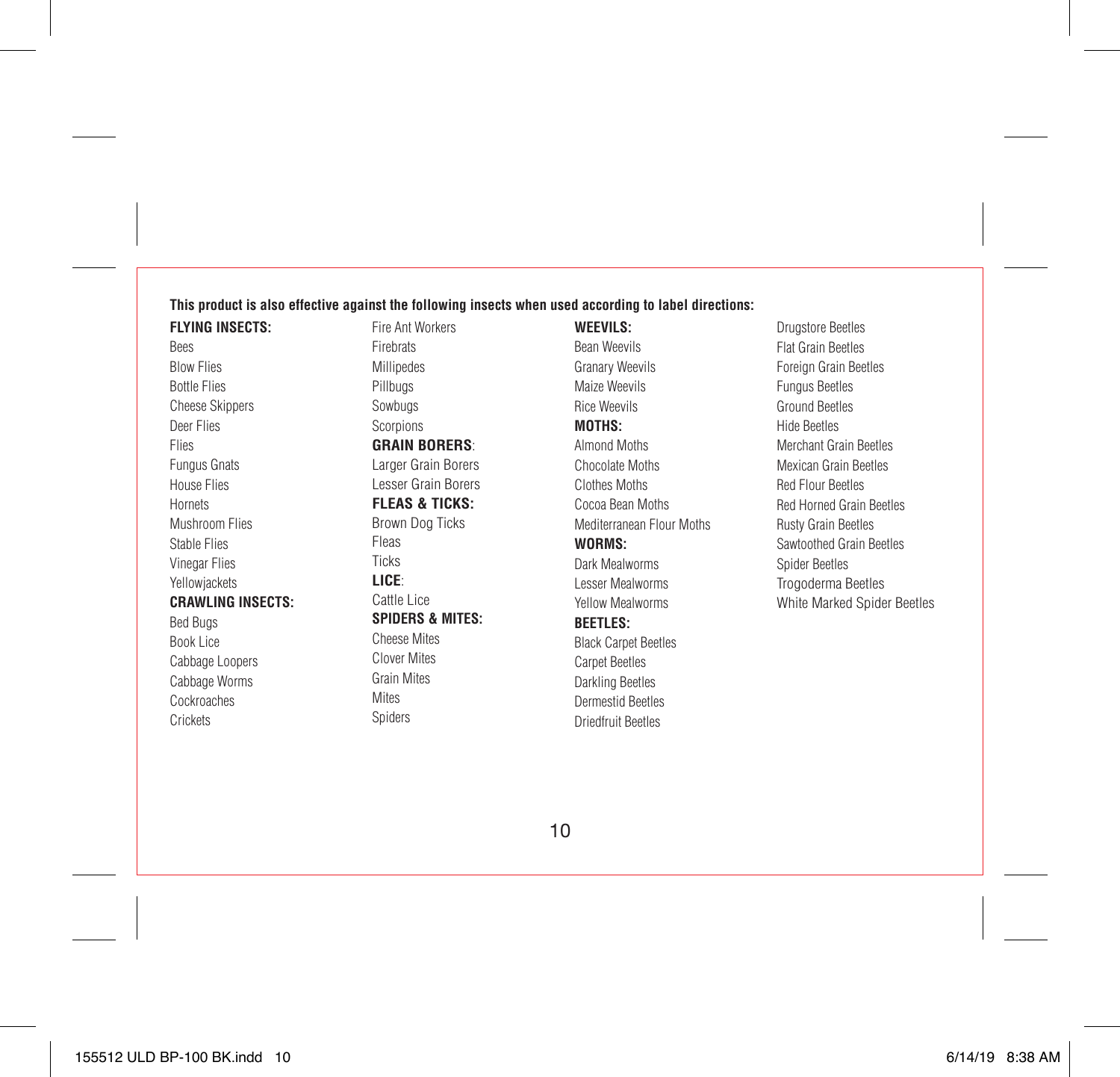**This product is also effective against the following insects when used according to label directions:**

**FLYING INSECTS:**
- Bees
- Blow Flies
- Bottle Flies
- Cheese Skippers
- Deer Flies
- Flies
- Fungus Gnats
- House Flies
- Hornets
- Mushroom Flies
- Stable Flies
- Vinegar Flies
- Yellowjackets

**CRAWLING INSECTS:**
- Bed Bugs
- Book Lice
- Cabbage Loopers
- Cabbage Worms
- Cockroaches
- Crickets
- Fire Ant Workers
- Firebrats
- Millipedes
- Pillbugs
- Sowbugs
- Scorpions

**GRAIN BORERS**:
- Larger Grain Borers
- Lesser Grain Borers

**FLEAS & TICKS:**
- Brown Dog Ticks
- Fleas
- Ticks

**LICE**:
- Cattle Lice

**SPIDERS & MITES:**
- Cheese Mites
- Clover Mites
- Grain Mites
- Mites
- Spiders

**WEEVILS:**
- Bean Weevils
- Granary Weevils
- Maize Weevils
- Rice Weevils

**MOTHS:**
- Almond Moths
- Chocolate Moths
- Clothes Moths
- Cocoa Bean Moths
- Mediterranean Flour Moths

**WORMS:**
- Dark Mealworms
- Lesser Mealworms
- Yellow Mealworms

**BEETLES:**
- Black Carpet Beetles
- Carpet Beetles
- Darkling Beetles
- Dermestid Beetles
- Driedfruit Beetles
- Drugstore Beetles
- Flat Grain Beetles
- Foreign Grain Beetles
- Fungus Beetles
- Ground Beetles
- Hide Beetles
- Merchant Grain Beetles
- Mexican Grain Beetles
- Red Flour Beetles
- Red Horned Grain Beetles
- Rusty Grain Beetles
- Sawtoothed Grain Beetles
- Spider Beetles
- Trogoderma Beetles
- White Marked Spider Beetles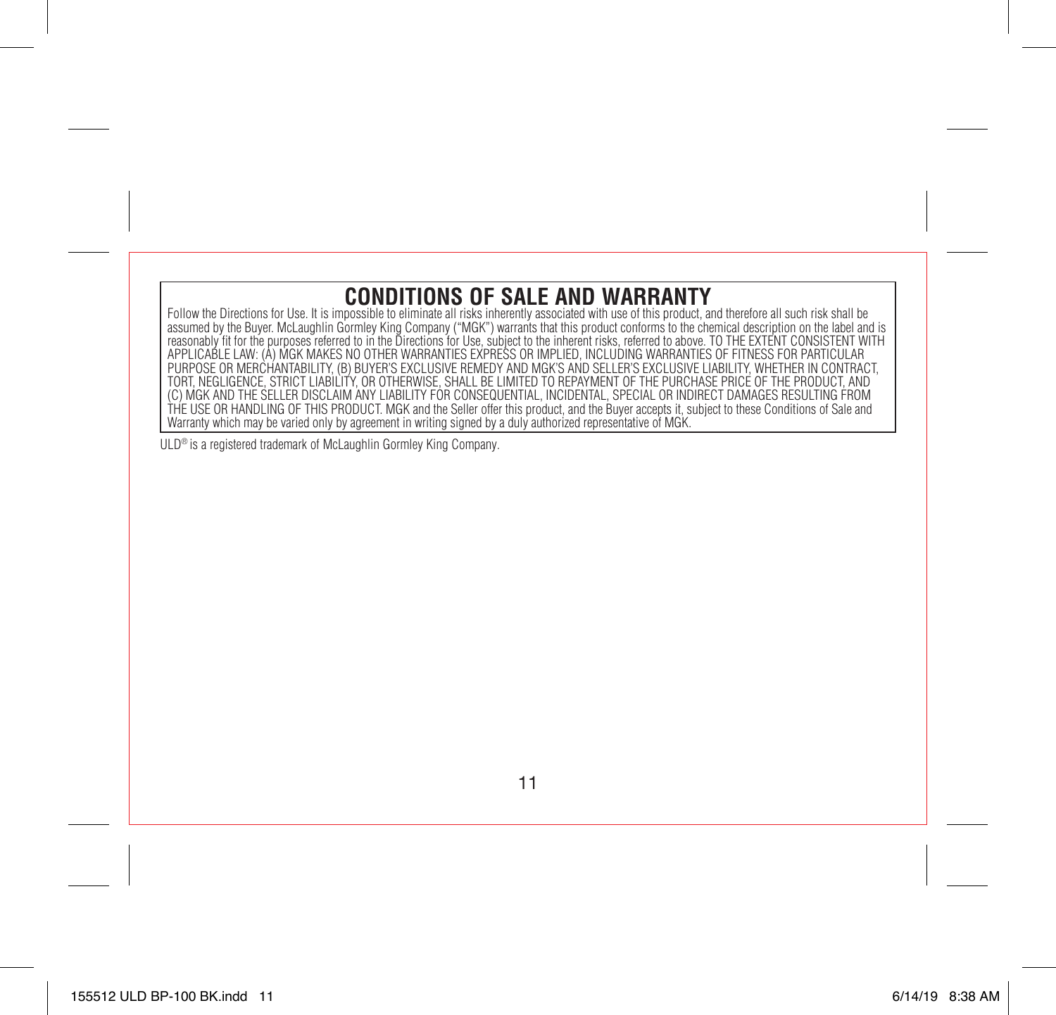# CONDITIONS OF SALE AND WARRANTY

Follow the Directions for Use. It is impossible to eliminate all risks inherently associated with use of this product, and therefore all such risk shall be assumed by the Buyer. McLaughlin Gormley King Company ("MGK") warrants that this product conforms to the chemical description on the label and is reasonably fit for the purposes referred to in the Directions for Use, subject to the inherent risks, referred to above. TO THE EXTENT CONSISTENT WITH APPLICABLE LAW: (A) MGK MAKES NO OTHER WARRANTIES EXPRESS OR IMPLIED, INCLUDING WARRANTIES OF FITNESS FOR PARTICULAR PURPOSE OR MERCHANTABILITY, (B) BUYER'S EXCLUSIVE REMEDY AND MGK'S AND SELLER'S EXCLUSIVE LIABILITY, WHETHER IN CONTRACT, TORT, NEGLIGENCE, STRICT LIABILITY, OR OTHERWISE, SHALL BE LIMITED TO REPAYMENT OF THE PURCHASE PRICE OF THE PRODUCT, AND (C) MGK AND THE SELLER DISCLAIM ANY LIABILITY FOR CONSEQUENTIAL, INCIDENTAL, SPECIAL OR INDIRECT DAMAGES RESULTING FROM THE USE OR HANDLING OF THIS PRODUCT. MGK and the Seller offer this product, and the Buyer accepts it, subject to these Conditions of Sale and Warranty which may be varied only by agreement in writing signed by a duly authorized representative of MGK.

ULD® is a registered trademark of McLaughlin Gormley King Company.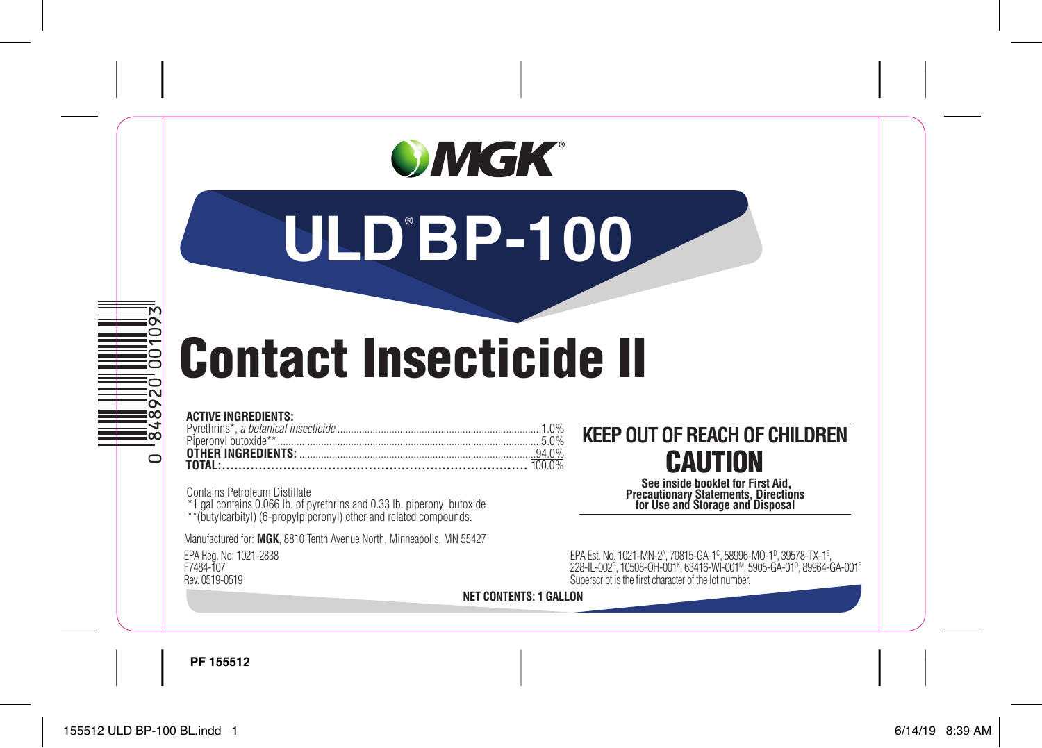MGK®

# ULD® BP-100

# Contact Insecticide II

**ACTIVE INGREDIENTS:**

| | |
|---|---|
| Pyrethrins*, *a botanical insecticide* | 1.0% |
| Piperonyl butoxide** | 5.0% |
| **OTHER INGREDIENTS:** | 94.0% |
| **TOTAL:** | 100.0% |

Contains Petroleum Distillate

*1 gal contains 0.066 lb. of pyrethrins and 0.33 lb. piperonyl butoxide

**(butylcarbityl) (6-propylpiperonyl) ether and related compounds.

## KEEP OUT OF REACH OF CHILDREN

## CAUTION

**See inside booklet for First Aid, Precautionary Statements, Directions for Use and Storage and Disposal**

Manufactured for: **MGK**, 8810 Tenth Avenue North, Minneapolis, MN 55427

EPA Reg. No. 1021-2838

F7484-107

Rev. 0519-0519

EPA Est. No. 1021-MN-2[A], 70815-GA-1[C], 58996-MO-1[D], 39578-TX-1[E], 228-IL-002[G], 10508-OH-001[K], 63416-WI-001[M], 5905-GA-01[O], 89964-GA-001[R]

Superscript is the first character of the lot number.

**NET CONTENTS: 1 GALLON**

0 848920 001093

PF 155512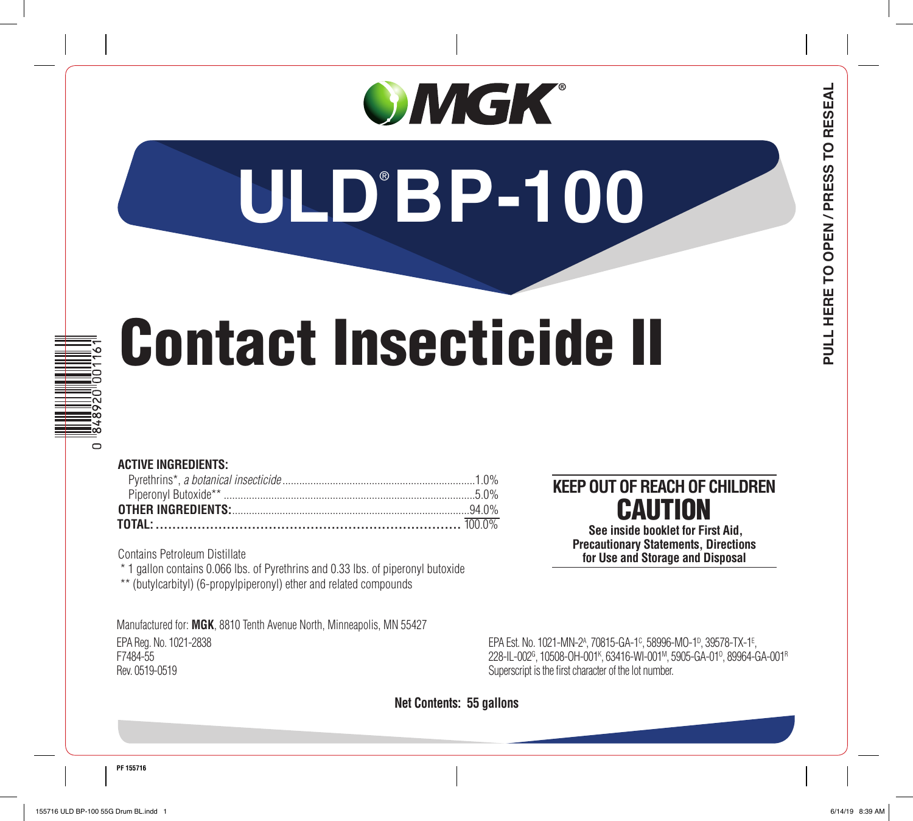MGK®

# ULD® BP-100

# Contact Insecticide II

**ACTIVE INGREDIENTS:**

| | |
|---|---|
| Pyrethrins*, *a botanical insecticide* | 1.0% |
| Piperonyl Butoxide** | 5.0% |
| **OTHER INGREDIENTS:** | 94.0% |
| **TOTAL:** | 100.0% |

Contains Petroleum Distillate

\* 1 gallon contains 0.066 lbs. of Pyrethrins and 0.33 lbs. of piperonyl butoxide

\*\* (butylcarbityl) (6-propylpiperonyl) ether and related compounds

**KEEP OUT OF REACH OF CHILDREN**

**CAUTION**

**See inside booklet for First Aid, Precautionary Statements, Directions for Use and Storage and Disposal**

Manufactured for: **MGK**, 8810 Tenth Avenue North, Minneapolis, MN 55427

EPA Reg. No. 1021-2838
F7484-55
Rev. 0519-0519

EPA Est. No. 1021-MN-2[A], 70815-GA-1[C], 58996-MO-1[D], 39578-TX-1[E], 228-IL-002[G], 10508-OH-001[K], 63416-WI-001[M], 5905-GA-01[O], 89964-GA-001[R]
Superscript is the first character of the lot number.

**Net Contents: 55 gallons**

PULL HERE TO OPEN / PRESS TO RESEAL

0 848920 001161

PF 155716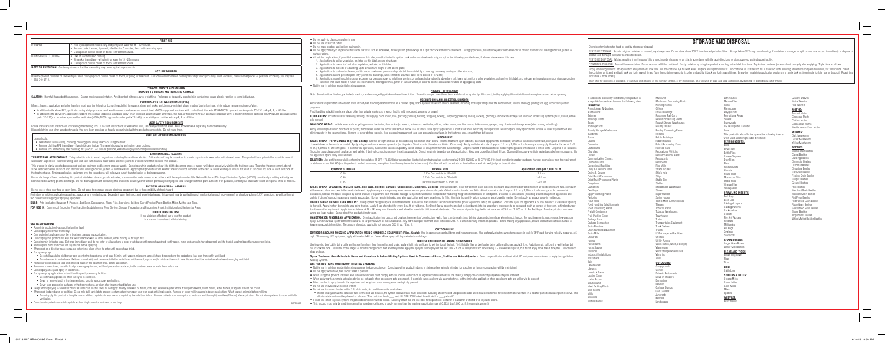## FIRST AID

| | |
|---|---|
| IF IN EYES | • Hold eye open and rinse slowly and gently with water for 15 - 20 minutes. • Remove contact lenses, if present, after the first 5 minutes, then continue rinsing eye. • Call a poison control center or doctor for treatment advice. |
| IF ON SKIN OR CLOTHING | • Take off contaminated clothing. • Rinse skin immediately with plenty of water for 15 - 20 minutes. • Call a poison control center or doctor for treatment advice. |
| **NOTE TO PHYSICIAN:** Contains petroleum distillate - vomiting may cause aspiration pneumonia. | |
| **HOTLINE NUMBER** | |
| Have the product container or label with you when calling a poison control center or doctor, or going for treatment. For additional information on this pesticide product (including health concerns, medical emergencies or pesticide incidents), you may call 1-888-740-8712. | |

## PRECAUTIONARY STATEMENTS

### HAZARDS TO HUMANS AND DOMESTIC ANIMALS

**CAUTION:** Harmful if absorbed through skin. Cause moderate eye irritation. Avoid contact with skin, eyes or clothing. Prolonged or frequently repeated skin contact may cause allergic reaction in some individuals.

### PERSONAL PROTECTIVE EQUIPMENT (PPE)

Mixers, loaders, applicators and other handlers must wear the following: Long-sleeved shirt, long pants, shoes and socks, and chemical-resistant gloves made of barrier laminate, nitrile rubber, neoprene rubber or Viton.

- In addition to the above PPE, applicators using a high-pressure hand wand in an enclosed area must wear at least a NIOSH-approved respirator with: a dust/mist filter with MSHA/NIOSH approval number prefix TC-21C or any N, R or HE filter.
- In addition to the above PPE, applicators fogging this product (applying as a space spray) in an enclosed area must wear a half-face, full-face, or hood style NIOSH approved respirator with: a dust/mist filtering cartridge (MSHA/NIOSH approval number prefix TC-21C), or a canister approved for pesticides (MSHA/NIOSH approval number prefix TC-14G), or a cartridge or canister with any N, R or HE filter.

Follow manufacturer's instructions for cleaning/maintaining PPE. If no such instructions for washables exist, use detergent and hot water. Keep and wash PPE separately from other laundry. Discard clothing and other absorbent material that have been drenched or heavily contaminated with the product's concentrate. Do not reuse them.

### USER SAFETY REQUIREMENTS

### USER SAFETY RECOMMENDATIONS

Users should:

- Wash hands before eating, drinking, chewing gum, using tobacco or using the toilet.
- Remove clothing/PPE immediately if pesticide gets inside. Then wash thoroughly and put on clean clothing.
- Remove PPE immediately after handling this product. As soon as possible, wash thoroughly and change into clean clothing.

### ENVIRONMENTAL HAZARDS

**TERRESTRIAL APPLICATIONS:** This product is toxic to aquatic organisms, including fish and invertebrates. Drift and runoff may be hazardous to aquatic organisms in water adjacent to treated areas. This product has a potential for runoff for several weeks after application. Poorly draining soils and soils with shallow water tables are more prone to produce runoff that contains this product.

This product is highly toxic to bees exposed to direct treatment on blooming crops or weeds. Do not apply this product or allow it to drift to blooming crops or weeds while bees are actively visiting the treatment area. To protect the environment, do not allow pesticide to enter or run off into storm drains, drainage ditches, gutters or surface waters. Applying this product in calm weather when rain is not predicted for the next 24 hours will help to ensure that wind or rain does not blow or wash pesticide off the treatment area. Rinsing application equipment over the treated area will help avoid runoff to water bodies or drainage systems.

Do not discharge effluent containing this product into lakes, streams, ponds, estuaries, oceans or other water unless in accordance with the requirements of the National Pollutant Discharge Elimination System (NPDES) permit and permitting authority has been notified in writing prior to discharge. Do not discharge effluent containing this product to sewer systems without previously notifying the local sewage treatment plant authority. For guidance, contact your state water board or regional office of the EPA.

### PHYSICAL OR CHEMICAL HAZARDS

Do not use or store near heat or open flame. Do not apply this product around electrical equipment due to the possibility of shock hazard.

For indoor or outdoor application as a fine mist, space spray or contact spray. Dependent upon the insects and areas to be treated this product may be applied through mechanical aerosol (non-metered) or ultra-low volume (ULV) generators, as well as thermal and conventional fogging or spraying equipment.

**KILLS:** Ants (excluding Harvester & Pharaoh), Bed Bugs, Cockroaches, Fleas, Flies, Scorpions, Spiders, Stored Product Pests (Beetles, Mites, Moths) and Ticks.

**FOR USE IN:** Commercial (Including Food Handling Establishments, Food Service, Storage, Preparation and Processing Areas), Institutional and Residential Areas.

## DIRECTIONS FOR USE

It is a violation of Federal law to use this product in a manner inconsistent with its labeling.

### USE RESTRICTIONS

- Apply this product only as specified on this label.
- Do not apply more than 1 time/day.
- Only protected applicators may be in treatment area during application.
- Do not apply this product in a way that will contact workers or other persons, either directly or through drift.
- Do not remain in treated area. Exit area immediately and do not enter or allow others to enter treated area until sprays have dried, the vapors, mists and aerosols have dispersed, and the treated area has been thoroughly ventilated.
- Remove pets, birds and cover fish aquariums before spraying.
- When used as a direct or space spray, do not enter or allow others to enter until sprays have dried.
- For space sprays:
  - Do not allow adults, children or pets to enter the treated area for at least 15 min. until vapors, mists and aerosols have dispersed and the treated area has been thoroughly ventilated.
  - Do not remain in treated area. Exit area immediately and remain outside the treated area until aerosol, vapors and mists have dispersed and the treated area has been thoroughly ventilated.
- Remove or cover exposed food and drinking water in the treated area before application.
- Remove or cover dishes, utensils, food processing equipment, and food preparation surfaces, in the treatment area, or wash them before use.
- Do not apply as a space spray in residences.
- For space spray applications in food handling and processing facilities:
  - Do not make applications when facility is in operation.
  - Cover or remove food, in the treatment area, prior to space spray applications.
  - Cover food processing surfaces, in the treatment area, or clean after treatment and before use.
- Except when applying to sewers or drains as indicated on this label, do not apply directly to sewers or drains, or to any area like a gutter where drainage to sewers, storm drains, water bodies, or aquatic habitat can occur.
- When used in dairy barns or facilities: Close milk bulk tank lids to prevent contamination from spray and from dead or falling insects. Remove or cover milking utensils before application. Wash teats of animals before milking.
  - Do not apply this product in hospital rooms while occupied or in any rooms occupied by the elderly or infirm. Remove patients from room prior to treatment and thoroughly ventilate (2 hours) after application. Do not return patients to room until after ventilation.
- Do not use in patient rooms in hospitals and nursing homes for treatment of bed bugs.

Continued

- Do not apply to classrooms when in use.
- Do not use in aircraft cabins.
- Do not make outdoor applications during rain.
- Do not apply directly to impervious horizontal surfaces such as sidewalks, driveways and patios except as a spot or crack and crevice treatment. During application, do not allow pesticide to enter or run off into storm drains, drainage ditches, gutters or surface waters.
- All outdoor applications, if permitted elsewhere on this label, must be limited to spot or crack and crevice treatments only, except for the following permitted uses, if allowed elsewhere on this label:
  1. Applications to soil or vegetation, as listed on this label, around structures;
  2. Applications to lawns, turf and other vegetation, as listed on this label;
  3. Applications to the side of a building, up to a maximum height of 3 ft. above grade;
  4. Applications to underside of eaves, soffits, doors or windows permanently protected from rainfall by a covering, overhang, awning or other structure;
  5. Applications around potential pest entry points into buildings, when limited to a surface band not to exceed 1" in width;
  6. Applications made through the use of a coarse, low pressure spray to only those portions of surfaces that are directly above bare soil, lawn, turf, mulch or other vegetation, as listed on this label, and not over an impervious surface, drainage or other condition that could result in runoff into storm drains, drainage ditches, gutters or surface waters, in order to control occasional invaders or aggregating pests.
- Not for use in outdoor residential misting systems.

### PRODUCT INFORMATION

Note: Some furniture finishes, particularly plastics, can be damaged by petroleum based insecticides. To avoid damage, cover those items and do not spray directly. If in doubt, test by applying this material to an inconspicuous area before spraying.

### USE IN FOOD HANDLING ESTABLISHMENTS

Applications are permitted in food/feed areas of food/feed handling establishments as a contact spray, space spray or crack and crevice treatment, including those operating under the Federal meat, poultry, shell egg grading and egg products inspection programs.

Food handling establishments are places other than private residences in which food is held, processed, prepared or served.

**FOOD AREAS:** Include areas for receiving, serving, storing (dry, cold, frozen, raw), packing (canning, bottling, wrapping, boxing), preparing (cleaning, slicing, cooking, grinding), edible waste storage and enclosed processing systems (mills, dairies, edible oils, syrups).

**NON-FOOD AREAS:** Include areas such as garbage rooms, lavatories, floor drains (to sewers), entries and vestibules, offices, locker rooms, machine rooms, boiler rooms, garages, mop closets and storage areas (after canning or bottling).

Apply according to specific directions for pest(s) to be treated under the Indoor Use below. Do not make space spray applications to food areas when the facility is in operation. Prior to space spray applications, remove or cover exposed food and drinking water in the treatment area. Remove or cover dishes, utensils, food processing equipment, and food preparation surfaces, in the treatment area, or wash them before use.

### INDOOR USE

**SPACE SPRAY - FLYING INSECTS (Flies, Gnats):** Use full strength or dilute as desired using the dilution chart below. Prior to treatment, open cabinets, doors and equipment to be treated; turn off air conditioners and fans, extinguish all flames and close windows in the area to be treated. Apply using a mechanical aerosol generator (no droplets > 30 microns in diameter and 80% < 20 microns). Apply undiluted at a rate of approx. 1 fl. oz. / 1,000 cu. ft. of room space, or apply diluted at the rate of 1 - 2 fl. oz. / 1,000 cu. ft. of room space. In commercial applications, subtract the space occupied by stored product or equipment from the cubic footage. Disperse toward areas suspected of harboring the greatest infestations of listed pests. Dispense in all locations (including around equipment, appliances and pallets, if desired) contacting as many insects as possible. Do not remain in treated area after application. Open and thoroughly ventilate treated areas before reoccupying. Do not apply as a space spray in residences.

**DILUTION:** Use a white mineral oil conforming to regulation 21 CFR 178.3620(b) or an odorless light petroleum hydrocarbon conforming to 21 CFR 172.882 or 40 CFR 180.910 (inert ingredients used pre and post-harvest; exemptions from the requirement of a tolerance) and 180.930 (inert ingredients applied to animals; exemptions from the requirement of a tolerance). Combine oil and concentrate as directed below and mix well just prior to application.

| Pyrethrin % Desired | Mixture Rate | Application Rate per 1,000 cu. ft. |
|---|---|---|
| 0.50 | 1 Part Concentrate to 1 Part Oil | 1 fl. oz. |
| 0.30 | 3 Parts Concentrate to 7 Parts Oil | 1-2 fl. oz. |
| 0.15 | 3 Parts Concentrate to 17 Parts Oil | 1-2 fl. oz. |

**SPACE SPRAY - CRAWLING INSECTS (Ants, Bed Bugs, Beetles, Earwigs, Cockroaches, Silverfish, Spiders):** Use full strength. Prior to treatment, open cabinets, doors and equipment to be treated; turn off air conditioners and fans, extinguish all flames and close windows in the area to be treated. Apply as a space spray using a mechanical aerosol generator (no droplets >30 microns in diameter and 80% <20 microns) at a rate of approx. 1 fl. oz. / 1,000 cu. ft. of room space. In commercial operations, subtract the space occupied by stored product or equipment from the cubic footage. Dispense toward areas suspected of harboring the greatest infestations of listed pests. Dispense in all locations (including around equipment, appliances and pallets, if desired) contacting as many insects as possible. Do not remain in treated area after application and leave area closed for 1 hr. Ventilate thoroughly before reoccupying. Do not apply as a space spray in residences.

**DIRECT SPRAY OR VOID TREATMENTS:** Use equipment designed to direct spray or void treatments. Follow the manufacturer's recommendations for proper equipment set up and operation. Place the tip of the applicator at or into the crack or crevice or opening to the void. Apply in short bursts into areas being treated. Apply 1 sec of product for every 5 cu. ft. of void area. For Direct Spray apply the product in short bursts into the area where insects are to be contacted, such as corners of the room, behind and under furniture or other equipment. Apply from a distance of 16 - 24" away from the surface and allow the material to drift to area to be treated. The amount of product applied is not to exceed 0.32 fl. oz. / 1,000 sq. ft. For Bed Bugs: Direct application into areas where bed bugs harbor. Do not direct this product at mattresses.

**HANDTANK OR PINSTREAM APPLICATION:** Direct application into cracks and crevices in elements of construction, walls, floors, underneath sinks, behind pipes and other places where insects hide. For spot treatments, use a coarse, low-pressure spray. Limit individual spot treatments to an area no larger than 20% of the surface area. Any individual spot treatment shall not exceed 2 sq. ft. Contact as many insects as possible. Before making any application, ensure product will not stain surface or leave an unacceptable residue. The amount of product applied is not to exceed 0.32 fl. oz. / 2 sq. ft.

### OUTDOOR USE

**OUTDOOR GROUND FOGGING APPLICATION USING HANDHELD EQUIPMENT (Flies, Gnats):** Use in open areas near buildings and in campgrounds. Use preferably at a time when temperature is cool (< 75°F) and the wind velocity it approx. < 5 mph. When using ULV equipment, apply at the rate of 4 fl. oz. / acre. Allow spray drift to penetrate dense foliage.

### FOR USE ON DOMESTIC ANIMALS/LIVESTOCK

Use to protect beef cattle, dairy cattle and horses from horn flies, house flies and gnats, apply a light mist sufficient to wet the tips of the hair. To kill stable flies on beef cattle, dairy cattle and horses, apply 2 fl. oz. / adult animal, sufficient to wet the hair but not to soak the hide. To kill the motile stages of blood sucking lice on beef and dairy cattle, apply the spray to thoroughly wet the hair. Use 2 fl. oz. or less/animal and repeat every 2 - 3 weeks as required, but do not apply more than 1 time/day. Do not use on dogs and cats.

**Space Treatment Over Animals in Barns and Corrals or in Indoor Misting Systems Used in Commercial Barns, Stables and Animal Quarters:** Select proper dilution and treat with ULV equipment over animals, or apply through Indoor Misting Systems.

### USE RESTRICTIONS FOR INDOOR MISTING SYSTEMS

- Not for use in outdoor residential misting systems (indoor or outdoor). Do not apply this product in barns or stables where animals intended for slaughter or human consumption will be maintained.
- Do not apply when food, feed and/or water is present.
- When using this product, installers and service technicians must comply with the license, certification or registration requirements of the state(s), tribe(s) or local authority(ies) where they are installed.
- When applying via a remote activation device, do not apply when people and pets are present. If possible, when applying via automatic timer, set the timing for application when people and pets are unlikely to be present.
- Direct nozzles to spray towards the target area and away from areas where people are typically present.
- Do not use in evaporative cooling systems.
- Do not use in misters located within 3 ft. of air vents, air conditioner units or windows.
- If used in a system with a reservoir tank for the end use dilution, the system reservoir tank must be locked. Securely attach the end use pesticide label and a dilution statement to the system reservoir tank in a weather protected area or plastic sleeve. The dilution statement must be phrased as follows: "This container holds ___ parts ULD BP-100 Contact Insecticide to ___ parts oil."
- If used in a direct injection system, the pesticide container must be locked. Securely attach the end use label to the pesticide container in a weather protected area or plastic sleeve.
- This product must only be used in systems that have been calibrated to apply no more than the maximum application rate of 0.0033 lbs / 1,000 cu. ft. (no animals present).

## STORAGE AND DISPOSAL

Do not contaminate water, food, or feed by storage or disposal.

**PESTICIDE STORAGE:** Store in original container in secured, dry storage area. Do not store above 100°F for extended periods of time. Storage below 32°F may cause freezing. If container is damaged or spill occurs, use product immediately or dispose of product and damaged container as indicated below.

**PESTICIDE DISPOSAL:** Wastes resulting from the use of this product may be disposed of on site, or in accordance with the label directions, or at an approved waste disposal facility.

**CONTAINER DISPOSAL:** Non-refillable container. Do not reuse or refill this container. Empty container by using the product according to the label directions. Triple rinse container (or equivalent) promptly after emptying. Triple rinse as follows: Empty remaining contents into application equipment or a mix tank. Fill the container 1/4 full with water. Replace and tighten closures. Tip container on its side and roll it back and forth, ensuring at least one complete revolution, for 30 seconds. Stand the container on its end and tip it back and forth several times. Turn the container over onto its other end and tip it back and forth several times. Empty the rinsate into application equipment or a mix tank or store rinsate for later use or disposal. Repeat this procedure 2 more times.

Then offer for recycling, if available, or puncture and dispose of in a sanitary landfill, or by incineration, or, if allowed by state and local authorities, by burning. If burned stay out of smoke.

In addition to previously listed sites, this product is acceptable for use in and around the following sites:

**INDOORS:**
Animal Areas & Quarters, Auditoriums, Bakeries, Beverage Plants, Boats, Bottling Plants, Brandy Storage Warehouses, Buildings, Buses, Cabins, Canneries, Cattle Barns, Churches, Closets, Communication Centers, Condominiums, Correctional Facilities, Dairy & Livestock Barns, Drains & Sewers, Dried Fruit Warehouses, Dried Fruit Processing Plants, Drugstores, Dumpster, Dwellings, Egg Processing Plants, Factories, Flour Mills, Food Handling Establishments, Food Processing Plants, Freight Containers, Fruit Packing Sheds, Garbage Cans, Garbage Compactors, Grain Elevators, Grain Handling Equipment, Grain Mills, Granaries, Homes, Horse Barns, Horse Stables, Hospitals, Industrial Installations, Institutions, Jails, Laboratories, Libraries, Livestock Barns, Loading Docks, Locker Rooms, Mausoleums, Meat Packing Plants, Milk Rooms, Mills, Missiles, Mobile Homes, Museums, Mushroom Processing Plants, Nursing Homes, Offices, Office Buildings, Passenger Rail Cars, Peanut Processing Plants, Peanut Storage Warehouses, Poultry Houses, Poultry Processing Plants, Prisons, Public Buildings, Rabbit Houses, Railroad Box Cars, Railroad Cars, Recreational Vehicles, Research Animal Areas, Restaurants, Restrooms, Rice Mills, Shade Houses, Ship's Holds, Ships, Stable Barns, Stables, Stored Seed Warehouses, Stores, Supermarkets, Swine Houses, Textile Mills & Warehouses, Theaters, Tobacco Plants, Tobacco Warehouses, Townhouses, Trains, Transportation Equipment, Truck Trailers, Trucks, USDA Inspected Facilities, Utilities, Utility Rooms, Voids (Attics, Walls, Ceilings), Warehouses, Wine Storage Warehouses, Wineries, Zoos

**OUTDOORS:**
Campgrounds, Corrals, Drive-in Restaurants, Drive-in Theaters, Dumpsters, Feedlots, Garbage Dumps, Golf Courses, Junkyards, Kennels, Landscapes, Lath Houses, Manure Piles, Parks, Plantscapes, Playgrounds, Recreational Areas, Sewers, Swimming, USDA Inspected Facilities, Zoos

This product is also effective against the following insects when used according to label directions:

**FLYING INSECTS:**
Bees, Blow Flies, Bottle Flies, Cheese Skippers, Deer Flies, Flies, Fungus Gnats, Hornets, House Flies, Mushroom Flies, Stable Flies, Vinegar Flies, Yellowjackets

**CRAWLING INSECTS:**
Ants, Book Lice, Cabbage Loopers, Cabbage Worms, Cockroaches, Crickets, Fire Ant Workers, Firebrats, Millipedes, Pill Bugs, Sowbugs, Scorpions

**GRAIN BORERS:**
Larger Grain Borers, Lesser Grain Borers

**FLEAS AND TICKS:**
Brown Dog Ticks, Fleas, Ticks

**LICE:**
Cattle Lice

**SPIDERS & MITES:**
Cheese Mites, Clover Mites, Grain Mites, Mites, Spiders

**WEEVILS:**
Bean Weevils, Granary Weevils, Maize Weevils, Rice Weevils

**MOTHS:**
Almond Moths, Chocolate Moths, Clothes Moths, Cocoa Bean Moths, Mediterranean Flour Moths

**WORMS:**
Bagworms, Lesser Mealworms, Yellow Mealworms

**BEETLES:**
Black Carpet Beetles, Carpet Beetles, Darkling Beetles, Dermestid Beetles, Drugstore Beetles, Elm Leaf Beetles, Flat Grain Beetles, Foreign Grain Beetles, Fungus Beetles, Ground Beetles, Hide Beetles, Merchant Grain Beetles, Mexican Grain Beetles, Red Flour Beetles, Red Horned Grain Beetles, Rusty Grain Beetles, Sawtoothed Grain Beetles, Spider Beetles, Trogoderma Beetles, White Marked Spider Beetles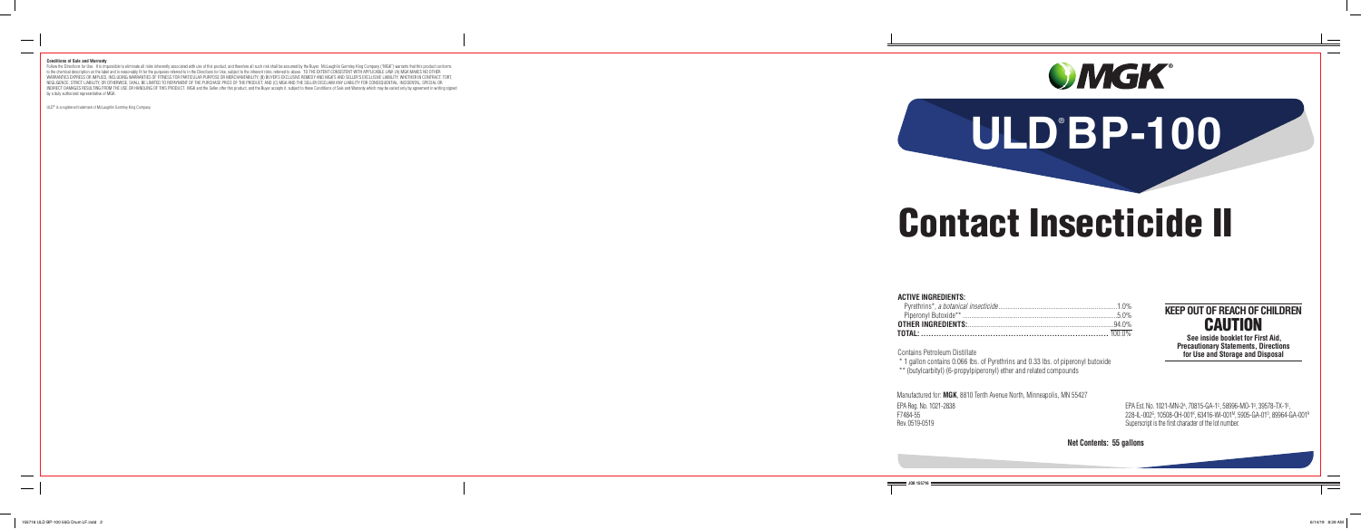**Conditions of Sale and Warranty**

Follow the Directions for Use. It is impossible to eliminate all risks inherently associated with use of this product, and therefore all such risk shall be assumed by the Buyer. McLaughlin Gormley King Company ("MGK") warrants that this product conforms to the chemical description on the label and is reasonably fit for the purposes referred to in the Directions for Use, subject to the inherent risks, referred to above. TO THE EXTENT CONSISTENT WITH APPLICABLE LAW: (A) MGK MAKES NO OTHER WARRANTIES EXPRESS OR IMPLIED, INCLUDING WARRANTIES OF FITNESS FOR PARTICULAR PURPOSE OR MERCHANTABILITY; (B) BUYER'S EXCLUSIVE REMEDY AND MGK'S AND SELLER'S EXCLUSIVE LIABILITY, WHETHER IN CONTRACT, TORT, NEGLIGENCE, STRICT LIABILITY, OR OTHERWISE, SHALL BE LIMITED TO REPAYMENT OF THE PURCHASE PRICE OF THE PRODUCT; AND (C) MGK AND THE SELLER DISCLAIM ANY LIABILITY FOR CONSEQUENTIAL, INCIDENTAL, SPECIAL, OR INDIRECT DAMAGES RESULTING FROM THE USE OR HANDLING OF THIS PRODUCT. MGK and the Seller offer this product, and the Buyer accepts it, subject to these Conditions of Sale and Warranty which may be varied only by agreement in writing signed by a duly authorized representative of MGK.

ULD® is a registered trademark of McLaughlin Gormley King Company.

# MGK®

# ULD® BP-100

# Contact Insecticide II

**ACTIVE INGREDIENTS:**

| | |
|---|---|
| Pyrethrins*, *a botanical insecticide* | 1.0% |
| Piperonyl Butoxide** | 5.0% |
| **OTHER INGREDIENTS:** | 94.0% |
| **TOTAL:** | 100.0% |

Contains Petroleum Distillate

\* 1 gallon contains 0.066 lbs. of Pyrethrins and 0.33 lbs. of piperonyl butoxide

\*\* (butylcarbityl) (6-propylpiperonyl) ether and related compounds

## KEEP OUT OF REACH OF CHILDREN

## CAUTION

**See inside booklet for First Aid, Precautionary Statements, Directions for Use and Storage and Disposal**

Manufactured for: **MGK**, 8810 Tenth Avenue North, Minneapolis, MN 55427

EPA Reg. No. 1021-2838
F7484-55
Rev. 0519-0519

EPA Est. No. 1021-MN-2[A], 70815-GA-1[C], 58998-MO-1[D], 39578-TX-1[E], 228-IL-002[G], 10508-OH-001[H], 63416-WI-001[M], 5905-GA-01[T], 89964-GA-001[R]
Superscript is the first character of the lot number.

**Net Contents: 55 gallons**